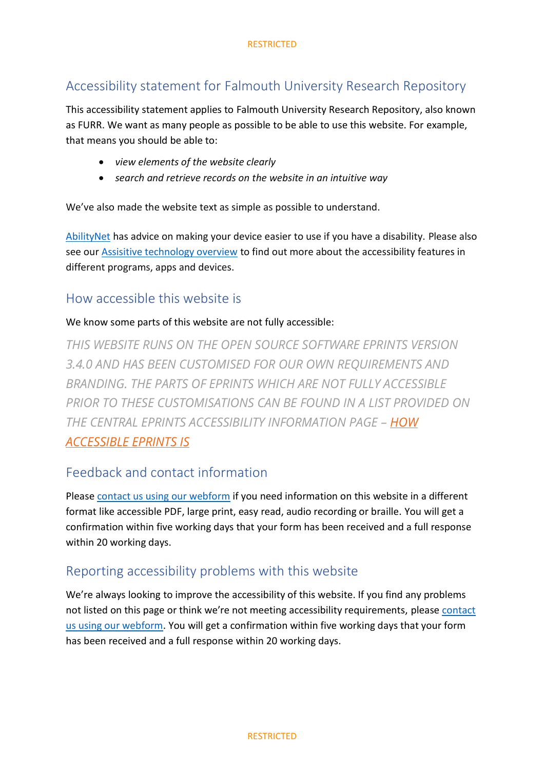# Accessibility statement for Falmouth University Research Repository

This accessibility statement applies to Falmouth University Research Repository, also known as FURR. We want as many people as possible to be able to use this website. For example, that means you should be able to:

- *view elements of the website clearly*
- *search and retrieve records on the website in an intuitive way*

We've also made the website text as simple as possible to understand.

AbilityNet has advice on making your device easier to use if you have a disability. Please also see our Assisitive technology overview to find out more about the accessibility features in different programs, apps and devices.

## How accessible this website is

We know some parts of this website are not fully accessible:

*THIS WEBSITE RUNS ON THE OPEN SOURCE SOFTWARE EPRINTS VERSION 3.4.0 AND HAS BEEN CUSTOMISED FOR OUR OWN REQUIREMENTS AND BRANDING. THE PARTS OF EPRINTS WHICH ARE NOT FULLY ACCESSIBLE PRIOR TO THESE CUSTOMISATIONS CAN BE FOUND IN A LIST PROVIDED ON THE CENTRAL EPRINTS ACCESSIBILITY INFORMATION PAGE – HOW ACCESSIBLE EPRINTS IS*

## Feedback and contact information

Please contact us using our webform if you need information on this website in a different format like accessible PDF, large print, easy read, audio recording or braille. You will get a confirmation within five working days that your form has been received and a full response within 20 working days.

## Reporting accessibility problems with this website

We're always looking to improve the accessibility of this website. If you find any problems not listed on this page or think we're not meeting accessibility requirements, please contact us using our webform. You will get a confirmation within five working days that your form has been received and a full response within 20 working days.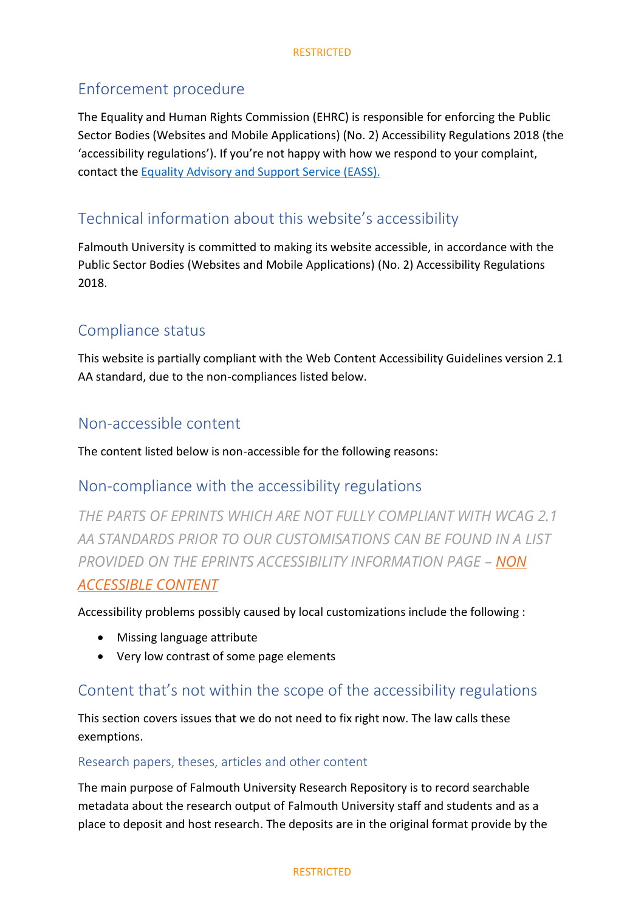## Enforcement procedure

The Equality and Human Rights Commission (EHRC) is responsible for enforcing the Public Sector Bodies (Websites and Mobile Applications) (No. 2) Accessibility Regulations 2018 (the 'accessibility regulations'). If you're not happy with how we respond to your complaint, contact the [Equality Advisory and Support Service (EASS).]()

## Technical information about this website's accessibility

Falmouth University is committed to making its website accessible, in accordance with the Public Sector Bodies (Websites and Mobile Applications) (No. 2) Accessibility Regulations 2018.

## Compliance status

This website is partially compliant with the Web Content Accessibility Guidelines version 2.1 AA standard, due to the non-compliances listed below.

## Non-accessible content

The content listed below is non-accessible for the following reasons:

## Non-compliance with the accessibility regulations

*THE PARTS OF EPRINTS WHICH ARE NOT FULLY COMPLIANT WITH WCAG 2.1 AA STANDARDS PRIOR TO OUR CUSTOMISATIONS CAN BE FOUND IN A LIST PROVIDED ON THE EPRINTS ACCESSIBILITY INFORMATION PAGE – [NON ACCESSIBLE CONTENT]()*

Accessibility problems possibly caused by local customizations include the following :

- Missing language attribute
- Very low contrast of some page elements

## Content that's not within the scope of the accessibility regulations

This section covers issues that we do not need to fix right now. The law calls these exemptions.

### Research papers, theses, articles and other content

The main purpose of Falmouth University Research Repository is to record searchable metadata about the research output of Falmouth University staff and students and as a place to deposit and host research. The deposits are in the original format provide by the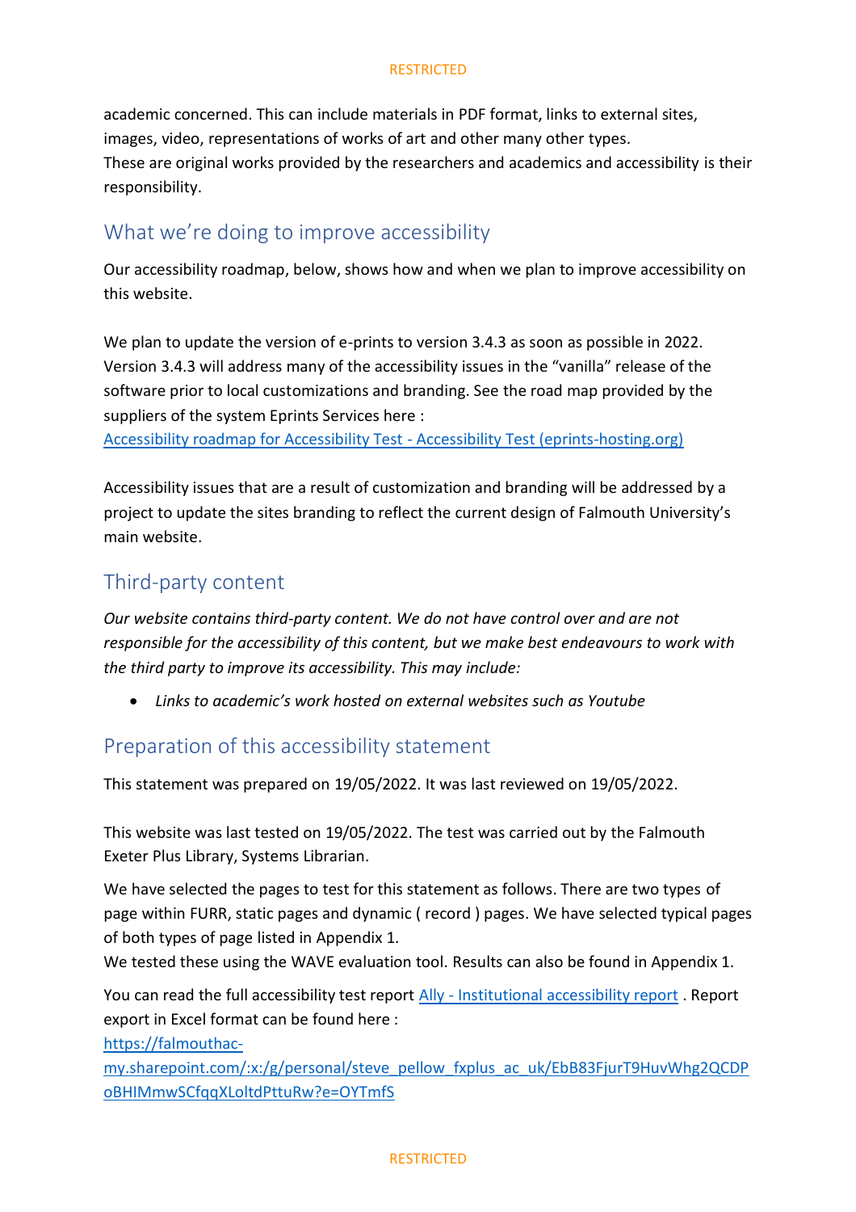academic concerned. This can include materials in PDF format, links to external sites, images, video, representations of works of art and other many other types.
These are original works provided by the researchers and academics and accessibility is their responsibility.

## What we're doing to improve accessibility

Our accessibility roadmap, below, shows how and when we plan to improve accessibility on this website.

We plan to update the version of e-prints to version 3.4.3 as soon as possible in 2022. Version 3.4.3 will address many of the accessibility issues in the "vanilla" release of the software prior to local customizations and branding. See the road map provided by the suppliers of the system Eprints Services here :
[Accessibility roadmap for Accessibility Test - Accessibility Test (eprints-hosting.org)]()

Accessibility issues that are a result of customization and branding will be addressed by a project to update the sites branding to reflect the current design of Falmouth University's main website.

## Third-party content

*Our website contains third-party content. We do not have control over and are not responsible for the accessibility of this content, but we make best endeavours to work with the third party to improve its accessibility. This may include:*

- *Links to academic's work hosted on external websites such as Youtube*

## Preparation of this accessibility statement

This statement was prepared on 19/05/2022. It was last reviewed on 19/05/2022.

This website was last tested on 19/05/2022. The test was carried out by the Falmouth Exeter Plus Library, Systems Librarian.

We have selected the pages to test for this statement as follows. There are two types of page within FURR, static pages and dynamic ( record ) pages. We have selected typical pages of both types of page listed in Appendix 1.
We tested these using the WAVE evaluation tool. Results can also be found in Appendix 1.

You can read the full accessibility test report [Ally - Institutional accessibility report]() . Report export in Excel format can be found here :
[https://falmouthac-my.sharepoint.com/:x:/g/personal/steve_pellow_fxplus_ac_uk/EbB83FjurT9HuvWhg2QCDPoBHIMmwSCfqqXLoltdPttuRw?e=OYTmfS](https://falmouthac-my.sharepoint.com/:x:/g/personal/steve_pellow_fxplus_ac_uk/EbB83FjurT9HuvWhg2QCDPoBHIMmwSCfqqXLoltdPttuRw?e=OYTmfS)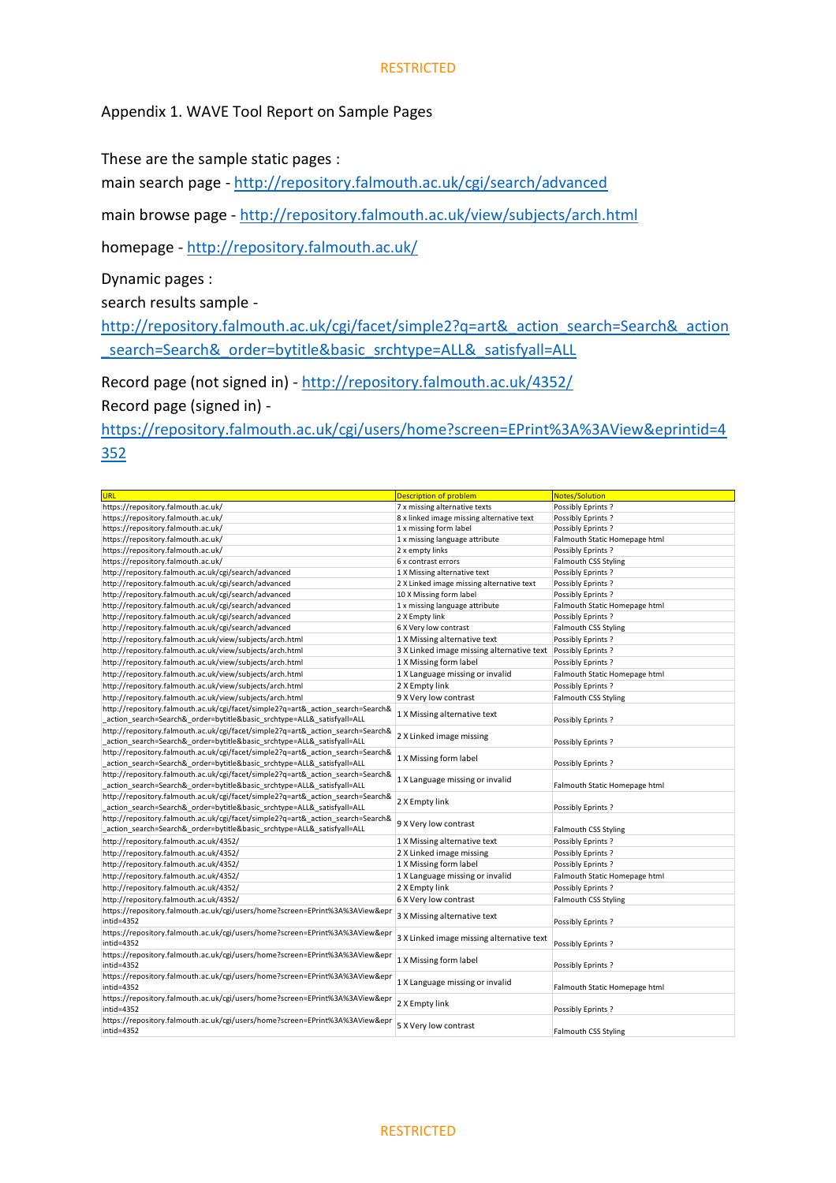Appendix 1. WAVE Tool Report on Sample Pages

These are the sample static pages :

main search page - http://repository.falmouth.ac.uk/cgi/search/advanced

main browse page - http://repository.falmouth.ac.uk/view/subjects/arch.html

homepage - http://repository.falmouth.ac.uk/

Dynamic pages :

search results sample - http://repository.falmouth.ac.uk/cgi/facet/simple2?q=art&_action_search=Search&_action_search=Search&_order=bytitle&basic_srchtype=ALL&_satisfyall=ALL

Record page (not signed in) - http://repository.falmouth.ac.uk/4352/

Record page (signed in) - https://repository.falmouth.ac.uk/cgi/users/home?screen=EPrint%3A%3AView&eprintid=4352

| URL | Description of problem | Notes/Solution |
|---|---|---|
| https://repository.falmouth.ac.uk/ | 7 x missing alternative texts | Possibly Eprints ? |
| https://repository.falmouth.ac.uk/ | 8 x linked image missing alternative text | Possibly Eprints ? |
| https://repository.falmouth.ac.uk/ | 1 x missing form label | Possibly Eprints ? |
| https://repository.falmouth.ac.uk/ | 1 x missing language attribute | Falmouth Static Homepage html |
| https://repository.falmouth.ac.uk/ | 2 x empty links | Possibly Eprints ? |
| https://repository.falmouth.ac.uk/ | 6 x contrast errors | Falmouth CSS Styling |
| http://repository.falmouth.ac.uk/cgi/search/advanced | 1 X Missing alternative text | Possibly Eprints ? |
| http://repository.falmouth.ac.uk/cgi/search/advanced | 2 X Linked image missing alternative text | Possibly Eprints ? |
| http://repository.falmouth.ac.uk/cgi/search/advanced | 10 X Missing form label | Possibly Eprints ? |
| http://repository.falmouth.ac.uk/cgi/search/advanced | 1 x missing language attribute | Falmouth Static Homepage html |
| http://repository.falmouth.ac.uk/cgi/search/advanced | 2 X Empty link | Possibly Eprints ? |
| http://repository.falmouth.ac.uk/cgi/search/advanced | 6 X Very low contrast | Falmouth CSS Styling |
| http://repository.falmouth.ac.uk/view/subjects/arch.html | 1 X Missing alternative text | Possibly Eprints ? |
| http://repository.falmouth.ac.uk/view/subjects/arch.html | 3 X Linked image missing alternative text | Possibly Eprints ? |
| http://repository.falmouth.ac.uk/view/subjects/arch.html | 1 X Missing form label | Possibly Eprints ? |
| http://repository.falmouth.ac.uk/view/subjects/arch.html | 1 X Language missing or invalid | Falmouth Static Homepage html |
| http://repository.falmouth.ac.uk/view/subjects/arch.html | 2 X Empty link | Possibly Eprints ? |
| http://repository.falmouth.ac.uk/view/subjects/arch.html | 9 X Very low contrast | Falmouth CSS Styling |
| http://repository.falmouth.ac.uk/cgi/facet/simple2?q=art&_action_search=Search&_action_search=Search&_order=bytitle&basic_srchtype=ALL&_satisfyall=ALL | 1 X Missing alternative text | Possibly Eprints ? |
| http://repository.falmouth.ac.uk/cgi/facet/simple2?q=art&_action_search=Search&_action_search=Search&_order=bytitle&basic_srchtype=ALL&_satisfyall=ALL | 2 X Linked image missing | Possibly Eprints ? |
| http://repository.falmouth.ac.uk/cgi/facet/simple2?q=art&_action_search=Search&_action_search=Search&_order=bytitle&basic_srchtype=ALL&_satisfyall=ALL | 1 X Missing form label | Possibly Eprints ? |
| http://repository.falmouth.ac.uk/cgi/facet/simple2?q=art&_action_search=Search&_action_search=Search&_order=bytitle&basic_srchtype=ALL&_satisfyall=ALL | 1 X Language missing or invalid | Falmouth Static Homepage html |
| http://repository.falmouth.ac.uk/cgi/facet/simple2?q=art&_action_search=Search&_action_search=Search&_order=bytitle&basic_srchtype=ALL&_satisfyall=ALL | 2 X Empty link | Possibly Eprints ? |
| http://repository.falmouth.ac.uk/cgi/facet/simple2?q=art&_action_search=Search&_action_search=Search&_order=bytitle&basic_srchtype=ALL&_satisfyall=ALL | 9 X Very low contrast | Falmouth CSS Styling |
| http://repository.falmouth.ac.uk/4352/ | 1 X Missing alternative text | Possibly Eprints ? |
| http://repository.falmouth.ac.uk/4352/ | 2 X Linked image missing | Possibly Eprints ? |
| http://repository.falmouth.ac.uk/4352/ | 1 X Missing form label | Possibly Eprints ? |
| http://repository.falmouth.ac.uk/4352/ | 1 X Language missing or invalid | Falmouth Static Homepage html |
| http://repository.falmouth.ac.uk/4352/ | 2 X Empty link | Possibly Eprints ? |
| http://repository.falmouth.ac.uk/4352/ | 6 X Very low contrast | Falmouth CSS Styling |
| https://repository.falmouth.ac.uk/cgi/users/home?screen=EPrint%3A%3AView&eprintid=4352 | 3 X Missing alternative text | Possibly Eprints ? |
| https://repository.falmouth.ac.uk/cgi/users/home?screen=EPrint%3A%3AView&eprintid=4352 | 3 X Linked image missing alternative text | Possibly Eprints ? |
| https://repository.falmouth.ac.uk/cgi/users/home?screen=EPrint%3A%3AView&eprintid=4352 | 1 X Missing form label | Possibly Eprints ? |
| https://repository.falmouth.ac.uk/cgi/users/home?screen=EPrint%3A%3AView&eprintid=4352 | 1 X Language missing or invalid | Falmouth Static Homepage html |
| https://repository.falmouth.ac.uk/cgi/users/home?screen=EPrint%3A%3AView&eprintid=4352 | 2 X Empty link | Possibly Eprints ? |
| https://repository.falmouth.ac.uk/cgi/users/home?screen=EPrint%3A%3AView&eprintid=4352 | 5 X Very low contrast | Falmouth CSS Styling |